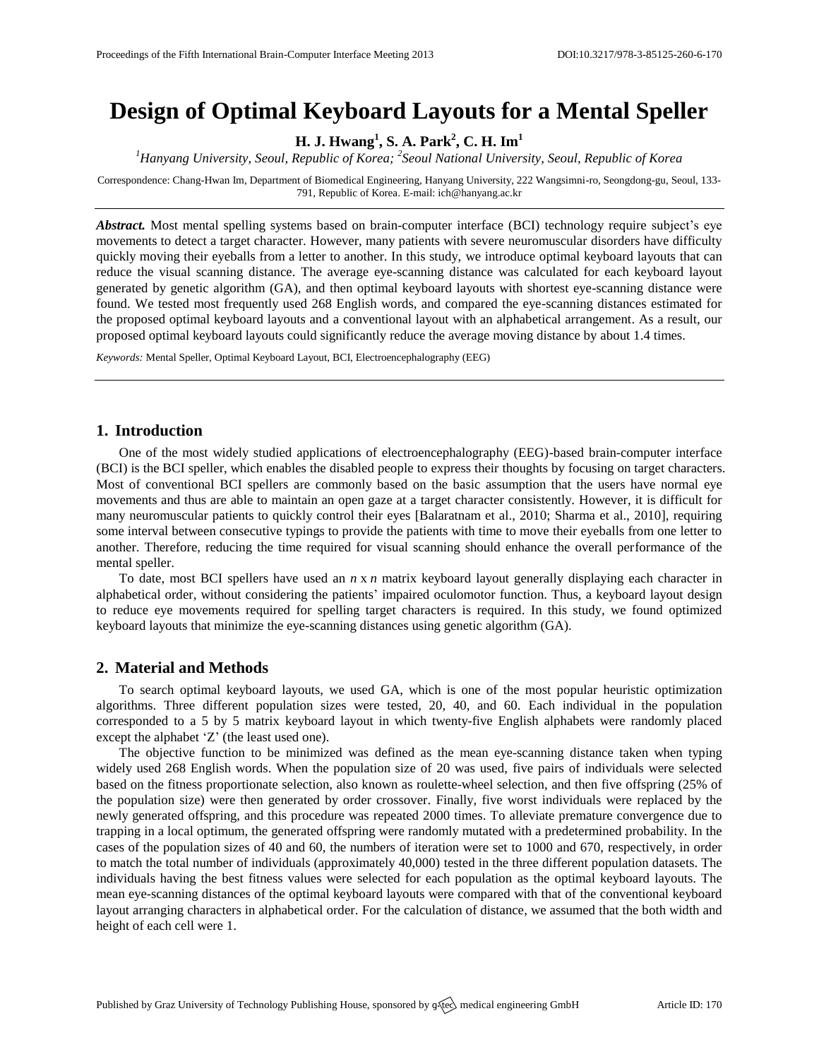# Design of Optimal Keyboard Layouts for a Mental Speller

**H. J. Hwang[1], S. A. Park[2], C. H. Im[1]**

*[1]Hanyang University, Seoul, Republic of Korea; [2]Seoul National University, Seoul, Republic of Korea*

Correspondence: Chang-Hwan Im, Department of Biomedical Engineering, Hanyang University, 222 Wangsimni-ro, Seongdong-gu, Seoul, 133-791, Republic of Korea. E-mail: ich@hanyang.ac.kr

***Abstract.*** Most mental spelling systems based on brain-computer interface (BCI) technology require subject's eye movements to detect a target character. However, many patients with severe neuromuscular disorders have difficulty quickly moving their eyeballs from a letter to another. In this study, we introduce optimal keyboard layouts that can reduce the visual scanning distance. The average eye-scanning distance was calculated for each keyboard layout generated by genetic algorithm (GA), and then optimal keyboard layouts with shortest eye-scanning distance were found. We tested most frequently used 268 English words, and compared the eye-scanning distances estimated for the proposed optimal keyboard layouts and a conventional layout with an alphabetical arrangement. As a result, our proposed optimal keyboard layouts could significantly reduce the average moving distance by about 1.4 times.

*Keywords:* Mental Speller, Optimal Keyboard Layout, BCI, Electroencephalography (EEG)

## 1. Introduction

One of the most widely studied applications of electroencephalography (EEG)-based brain-computer interface (BCI) is the BCI speller, which enables the disabled people to express their thoughts by focusing on target characters. Most of conventional BCI spellers are commonly based on the basic assumption that the users have normal eye movements and thus are able to maintain an open gaze at a target character consistently. However, it is difficult for many neuromuscular patients to quickly control their eyes [Balaratnam et al., 2010; Sharma et al., 2010], requiring some interval between consecutive typings to provide the patients with time to move their eyeballs from one letter to another. Therefore, reducing the time required for visual scanning should enhance the overall performance of the mental speller.

To date, most BCI spellers have used an $n \times n$ matrix keyboard layout generally displaying each character in alphabetical order, without considering the patients' impaired oculomotor function. Thus, a keyboard layout design to reduce eye movements required for spelling target characters is required. In this study, we found optimized keyboard layouts that minimize the eye-scanning distances using genetic algorithm (GA).

## 2. Material and Methods

To search optimal keyboard layouts, we used GA, which is one of the most popular heuristic optimization algorithms. Three different population sizes were tested, 20, 40, and 60. Each individual in the population corresponded to a 5 by 5 matrix keyboard layout in which twenty-five English alphabets were randomly placed except the alphabet 'Z' (the least used one).

The objective function to be minimized was defined as the mean eye-scanning distance taken when typing widely used 268 English words. When the population size of 20 was used, five pairs of individuals were selected based on the fitness proportionate selection, also known as roulette-wheel selection, and then five offspring (25% of the population size) were then generated by order crossover. Finally, five worst individuals were replaced by the newly generated offspring, and this procedure was repeated 2000 times. To alleviate premature convergence due to trapping in a local optimum, the generated offspring were randomly mutated with a predetermined probability. In the cases of the population sizes of 40 and 60, the numbers of iteration were set to 1000 and 670, respectively, in order to match the total number of individuals (approximately 40,000) tested in the three different population datasets. The individuals having the best fitness values were selected for each population as the optimal keyboard layouts. The mean eye-scanning distances of the optimal keyboard layouts were compared with that of the conventional keyboard layout arranging characters in alphabetical order. For the calculation of distance, we assumed that the both width and height of each cell were 1.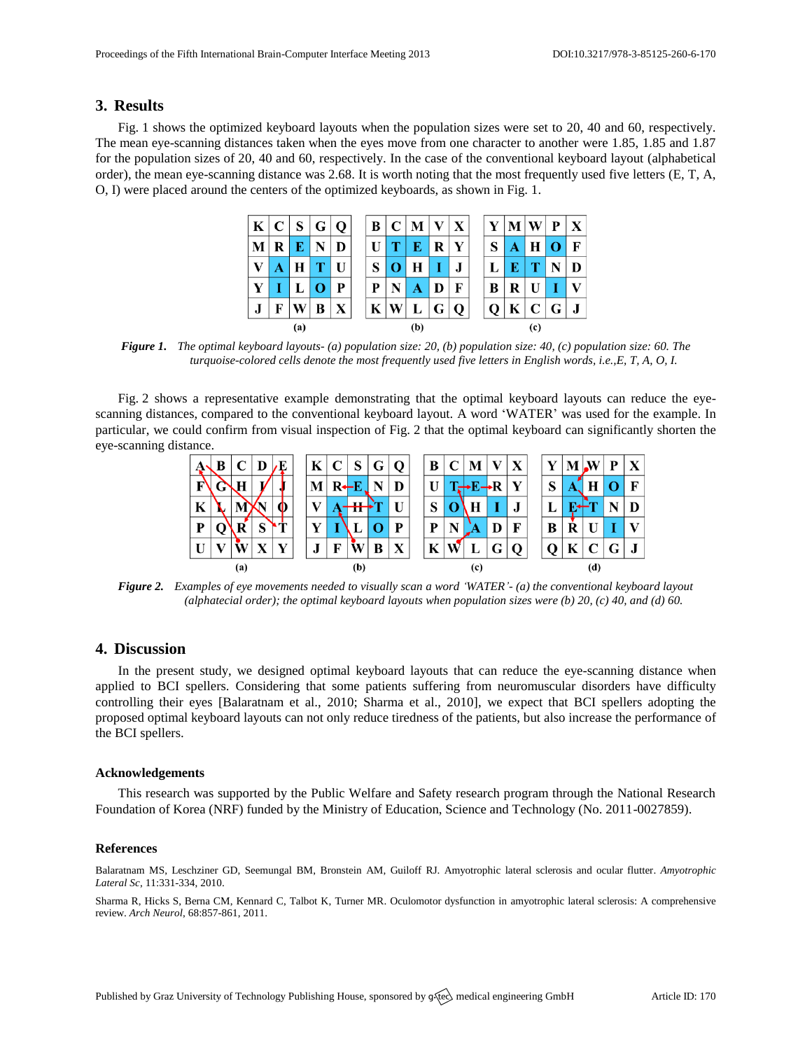## 3. Results

Fig. 1 shows the optimized keyboard layouts when the population sizes were set to 20, 40 and 60, respectively. The mean eye-scanning distances taken when the eyes move from one character to another were 1.85, 1.85 and 1.87 for the population sizes of 20, 40 and 60, respectively. In the case of the conventional keyboard layout (alphabetical order), the mean eye-scanning distance was 2.68. It is worth noting that the most frequently used five letters (E, T, A, O, I) were placed around the centers of the optimized keyboards, as shown in Fig. 1.

(a)

| | | | | |
|---|---|---|---|---|
| K | C | S | G | Q |
| M | R | E | N | D |
| V | A | H | T | U |
| Y | I | L | O | P |
| J | F | W | B | X |

(b)

| | | | | |
|---|---|---|---|---|
| B | C | M | V | X |
| U | T | E | R | Y |
| S | O | H | I | J |
| P | N | A | D | F |
| K | W | L | G | Q |

(c)

| | | | | |
|---|---|---|---|---|
| Y | M | W | P | X |
| S | A | H | O | F |
| L | E | T | N | D |
| B | R | U | I | V |
| Q | K | C | G | J |

***Figure 1.*** *The optimal keyboard layouts- (a) population size: 20, (b) population size: 40, (c) population size: 60. The turquoise-colored cells denote the most frequently used five letters in English words, i.e.,E, T, A, O, I.*

Fig. 2 shows a representative example demonstrating that the optimal keyboard layouts can reduce the eye-scanning distances, compared to the conventional keyboard layout. A word 'WATER' was used for the example. In particular, we could confirm from visual inspection of Fig. 2 that the optimal keyboard can significantly shorten the eye-scanning distance.

(a)

| | | | | |
|---|---|---|---|---|
| A | B | C | D | E |
| F | G | H | I | J |
| K | L | M | N | O |
| P | Q | R | S | T |
| U | V | W | X | Y |

(b)

| | | | | |
|---|---|---|---|---|
| K | C | S | G | Q |
| M | R | E | N | D |
| V | A | H | T | U |
| Y | I | L | O | P |
| J | F | W | B | X |

(c)

| | | | | |
|---|---|---|---|---|
| B | C | M | V | X |
| U | T | E | R | Y |
| S | O | H | I | J |
| P | N | A | D | F |
| K | W | L | G | Q |

(d)

| | | | | |
|---|---|---|---|---|
| Y | M | W | P | X |
| S | A | H | O | F |
| L | E | T | N | D |
| B | R | U | I | V |
| Q | K | C | G | J |

***Figure 2.*** *Examples of eye movements needed to visually scan a word 'WATER'- (a) the conventional keyboard layout (alphatecial order); the optimal keyboard layouts when population sizes were (b) 20, (c) 40, and (d) 60.*

## 4. Discussion

In the present study, we designed optimal keyboard layouts that can reduce the eye-scanning distance when applied to BCI spellers. Considering that some patients suffering from neuromuscular disorders have difficulty controlling their eyes [Balaratnam et al., 2010; Sharma et al., 2010], we expect that BCI spellers adopting the proposed optimal keyboard layouts can not only reduce tiredness of the patients, but also increase the performance of the BCI spellers.

### Acknowledgements

This research was supported by the Public Welfare and Safety research program through the National Research Foundation of Korea (NRF) funded by the Ministry of Education, Science and Technology (No. 2011-0027859).

### References

Balaratnam MS, Leschziner GD, Seemungal BM, Bronstein AM, Guiloff RJ. Amyotrophic lateral sclerosis and ocular flutter. *Amyotrophic Lateral Sc*, 11:331-334, 2010.

Sharma R, Hicks S, Berna CM, Kennard C, Talbot K, Turner MR. Oculomotor dysfunction in amyotrophic lateral sclerosis: A comprehensive review. *Arch Neurol*, 68:857-861, 2011.